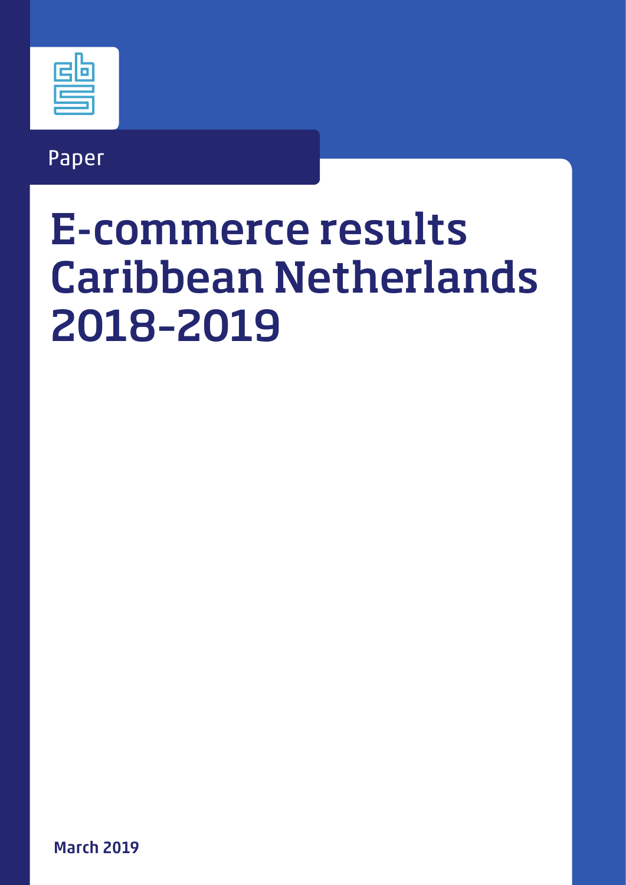Paper

# E-commerce results Caribbean Netherlands 2018-2019

**March 2019**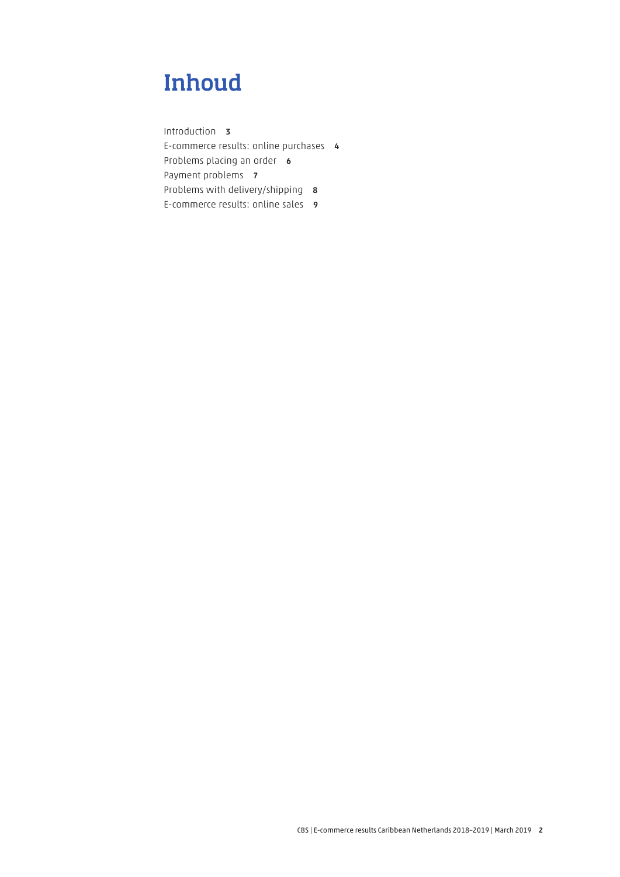# Inhoud

Introduction **3**
E-commerce results: online purchases **4**
Problems placing an order **6**
Payment problems **7**
Problems with delivery/shipping **8**
E-commerce results: online sales **9**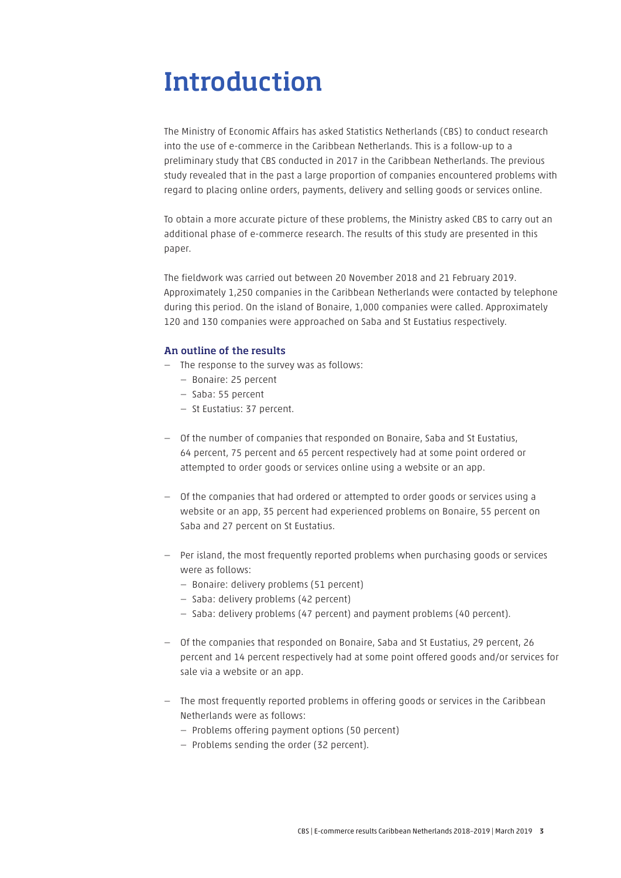# Introduction

The Ministry of Economic Affairs has asked Statistics Netherlands (CBS) to conduct research into the use of e-commerce in the Caribbean Netherlands. This is a follow-up to a preliminary study that CBS conducted in 2017 in the Caribbean Netherlands. The previous study revealed that in the past a large proportion of companies encountered problems with regard to placing online orders, payments, delivery and selling goods or services online.

To obtain a more accurate picture of these problems, the Ministry asked CBS to carry out an additional phase of e-commerce research. The results of this study are presented in this paper.

The fieldwork was carried out between 20 November 2018 and 21 February 2019. Approximately 1,250 companies in the Caribbean Netherlands were contacted by telephone during this period. On the island of Bonaire, 1,000 companies were called. Approximately 120 and 130 companies were approached on Saba and St Eustatius respectively.

### An outline of the results

- The response to the survey was as follows:
  - Bonaire: 25 percent
  - Saba: 55 percent
  - St Eustatius: 37 percent.

- Of the number of companies that responded on Bonaire, Saba and St Eustatius, 64 percent, 75 percent and 65 percent respectively had at some point ordered or attempted to order goods or services online using a website or an app.

- Of the companies that had ordered or attempted to order goods or services using a website or an app, 35 percent had experienced problems on Bonaire, 55 percent on Saba and 27 percent on St Eustatius.

- Per island, the most frequently reported problems when purchasing goods or services were as follows:
  - Bonaire: delivery problems (51 percent)
  - Saba: delivery problems (42 percent)
  - Saba: delivery problems (47 percent) and payment problems (40 percent).

- Of the companies that responded on Bonaire, Saba and St Eustatius, 29 percent, 26 percent and 14 percent respectively had at some point offered goods and/or services for sale via a website or an app.

- The most frequently reported problems in offering goods or services in the Caribbean Netherlands were as follows:
  - Problems offering payment options (50 percent)
  - Problems sending the order (32 percent).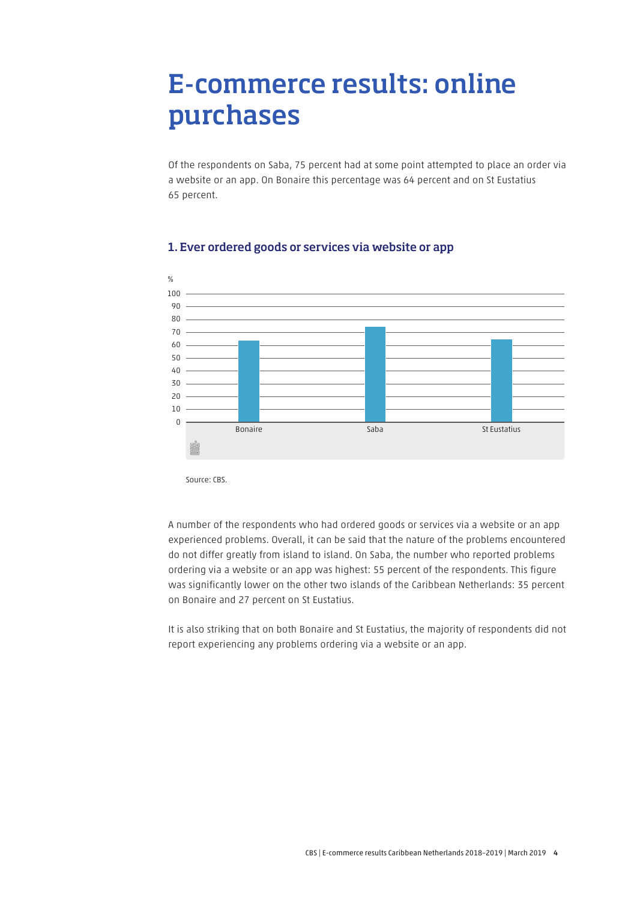# E-commerce results: online purchases

Of the respondents on Saba, 75 percent had at some point attempted to place an order via a website or an app. On Bonaire this percentage was 64 percent and on St Eustatius 65 percent.

### 1. Ever ordered goods or services via website or app

Source: CBS.

A number of the respondents who had ordered goods or services via a website or an app experienced problems. Overall, it can be said that the nature of the problems encountered do not differ greatly from island to island. On Saba, the number who reported problems ordering via a website or an app was highest: 55 percent of the respondents. This figure was significantly lower on the other two islands of the Caribbean Netherlands: 35 percent on Bonaire and 27 percent on St Eustatius.

It is also striking that on both Bonaire and St Eustatius, the majority of respondents did not report experiencing any problems ordering via a website or an app.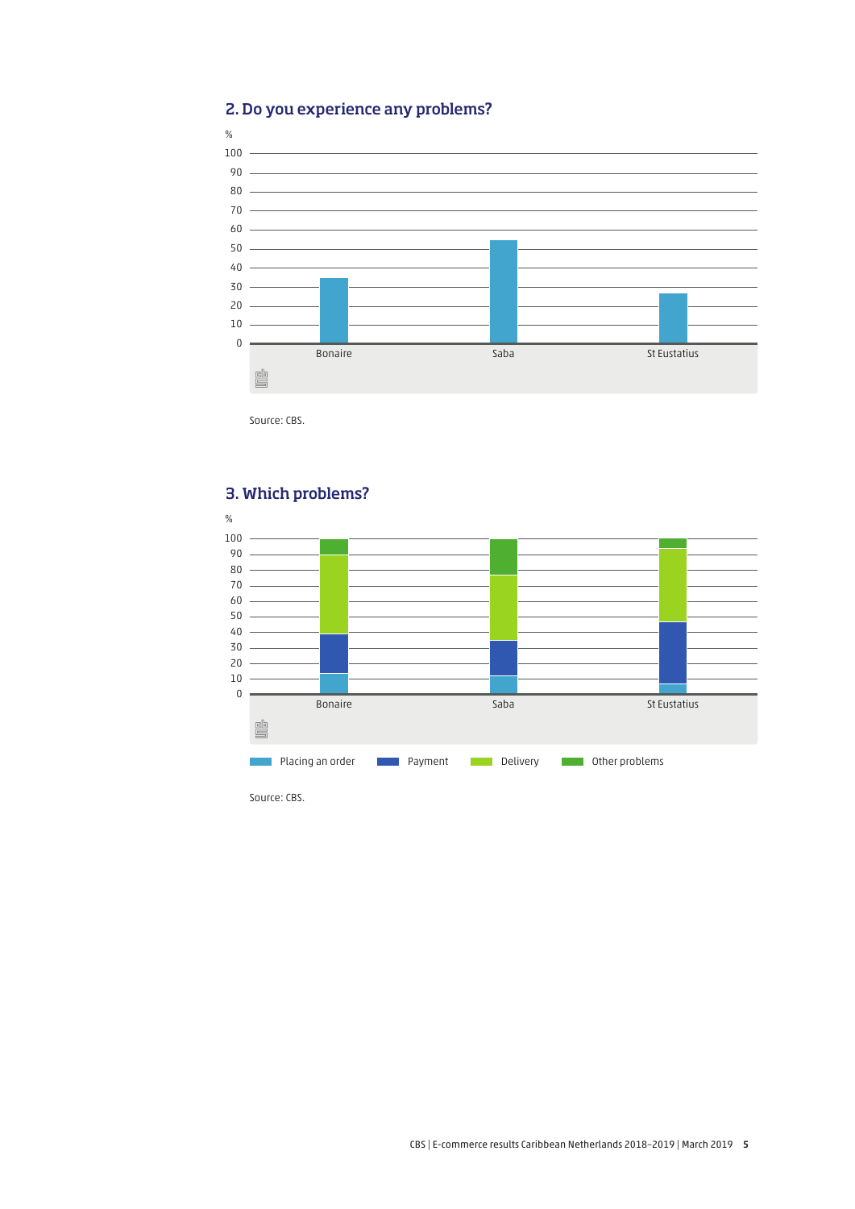## 2. Do you experience any problems?

Source: CBS.

## 3. Which problems?

Source: CBS.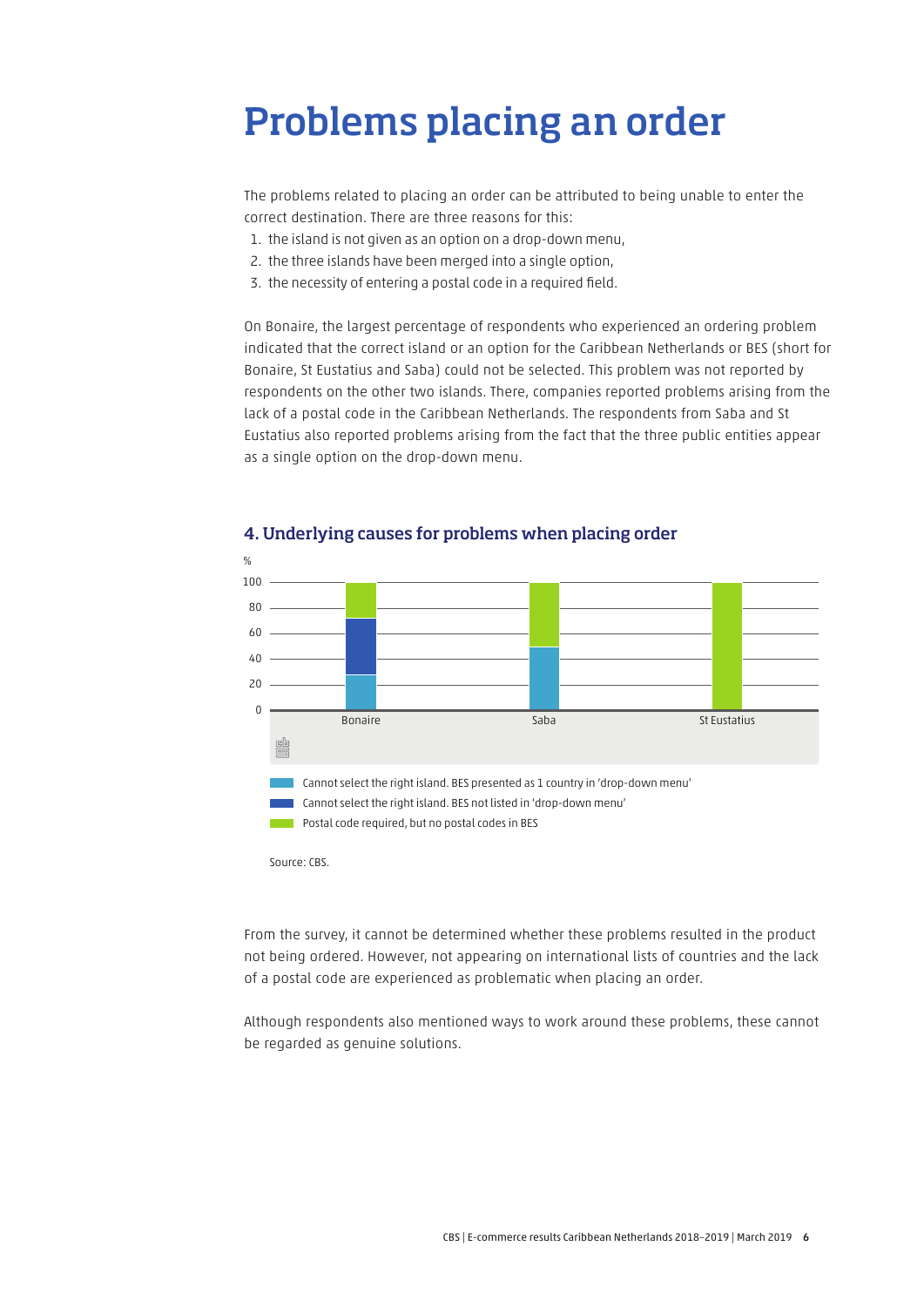# Problems placing an order

The problems related to placing an order can be attributed to being unable to enter the correct destination. There are three reasons for this:

1. the island is not given as an option on a drop-down menu,
2. the three islands have been merged into a single option,
3. the necessity of entering a postal code in a required field.

On Bonaire, the largest percentage of respondents who experienced an ordering problem indicated that the correct island or an option for the Caribbean Netherlands or BES (short for Bonaire, St Eustatius and Saba) could not be selected. This problem was not reported by respondents on the other two islands. There, companies reported problems arising from the lack of a postal code in the Caribbean Netherlands. The respondents from Saba and St Eustatius also reported problems arising from the fact that the three public entities appear as a single option on the drop-down menu.

### 4. Underlying causes for problems when placing order

%

- Cannot select the right island. BES presented as 1 country in 'drop-down menu'
- Cannot select the right island. BES not listed in 'drop-down menu'
- Postal code required, but no postal codes in BES

Source: CBS.

From the survey, it cannot be determined whether these problems resulted in the product not being ordered. However, not appearing on international lists of countries and the lack of a postal code are experienced as problematic when placing an order.

Although respondents also mentioned ways to work around these problems, these cannot be regarded as genuine solutions.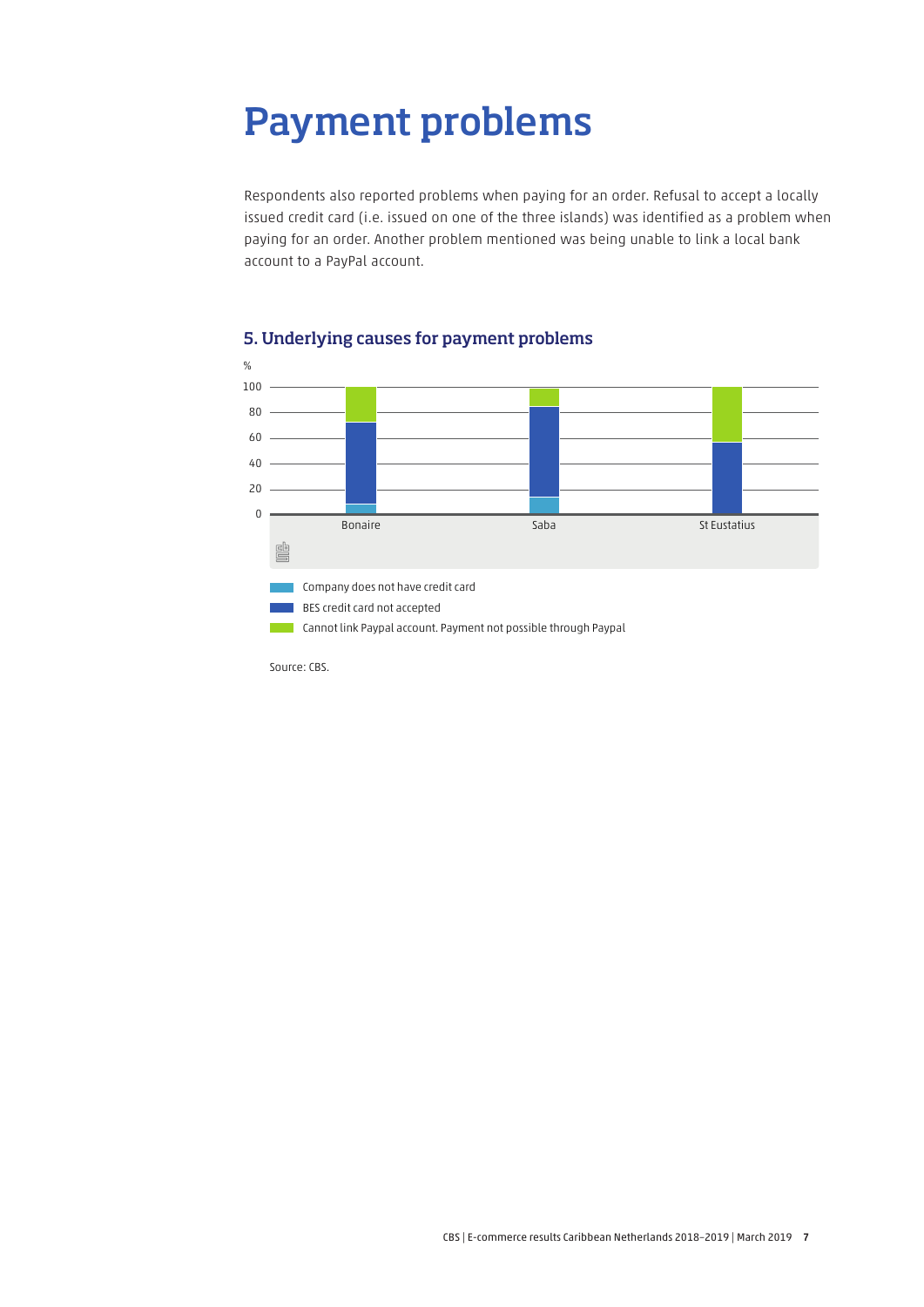# Payment problems

Respondents also reported problems when paying for an order. Refusal to accept a locally issued credit card (i.e. issued on one of the three islands) was identified as a problem when paying for an order. Another problem mentioned was being unable to link a local bank account to a PayPal account.

### 5. Underlying causes for payment problems

%

100
80
60
40
20
0

Bonaire | Saba | St Eustatius

Company does not have credit card
BES credit card not accepted
Cannot link Paypal account. Payment not possible through Paypal

Source: CBS.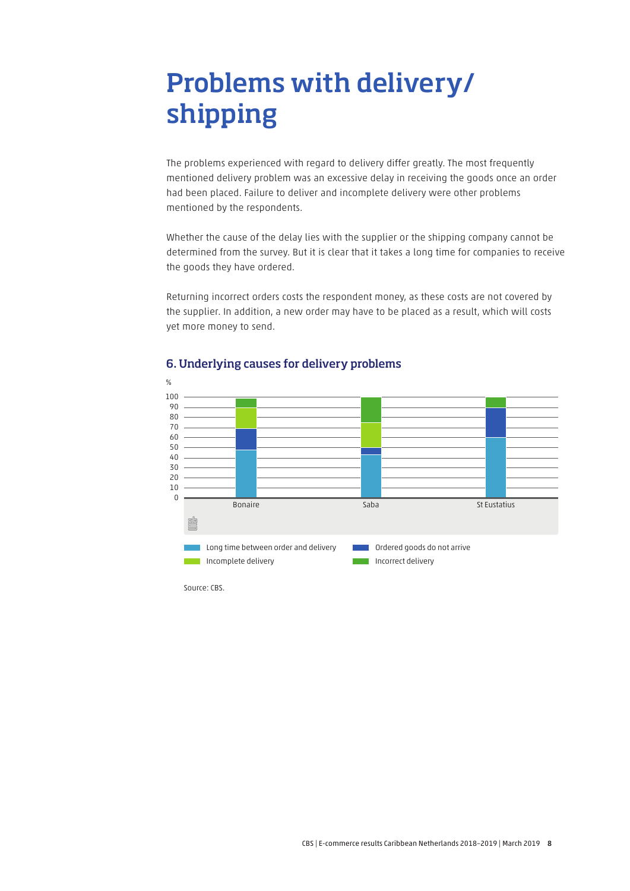# Problems with delivery/ shipping

The problems experienced with regard to delivery differ greatly. The most frequently mentioned delivery problem was an excessive delay in receiving the goods once an order had been placed. Failure to deliver and incomplete delivery were other problems mentioned by the respondents.

Whether the cause of the delay lies with the supplier or the shipping company cannot be determined from the survey. But it is clear that it takes a long time for companies to receive the goods they have ordered.

Returning incorrect orders costs the respondent money, as these costs are not covered by the supplier. In addition, a new order may have to be placed as a result, which will costs yet more money to send.

### 6. Underlying causes for delivery problems

%

100
90
80
70
60
50
40
30
20
10
0

Bonaire | Saba | St Eustatius

Long time between order and delivery
Ordered goods do not arrive
Incomplete delivery
Incorrect delivery

Source: CBS.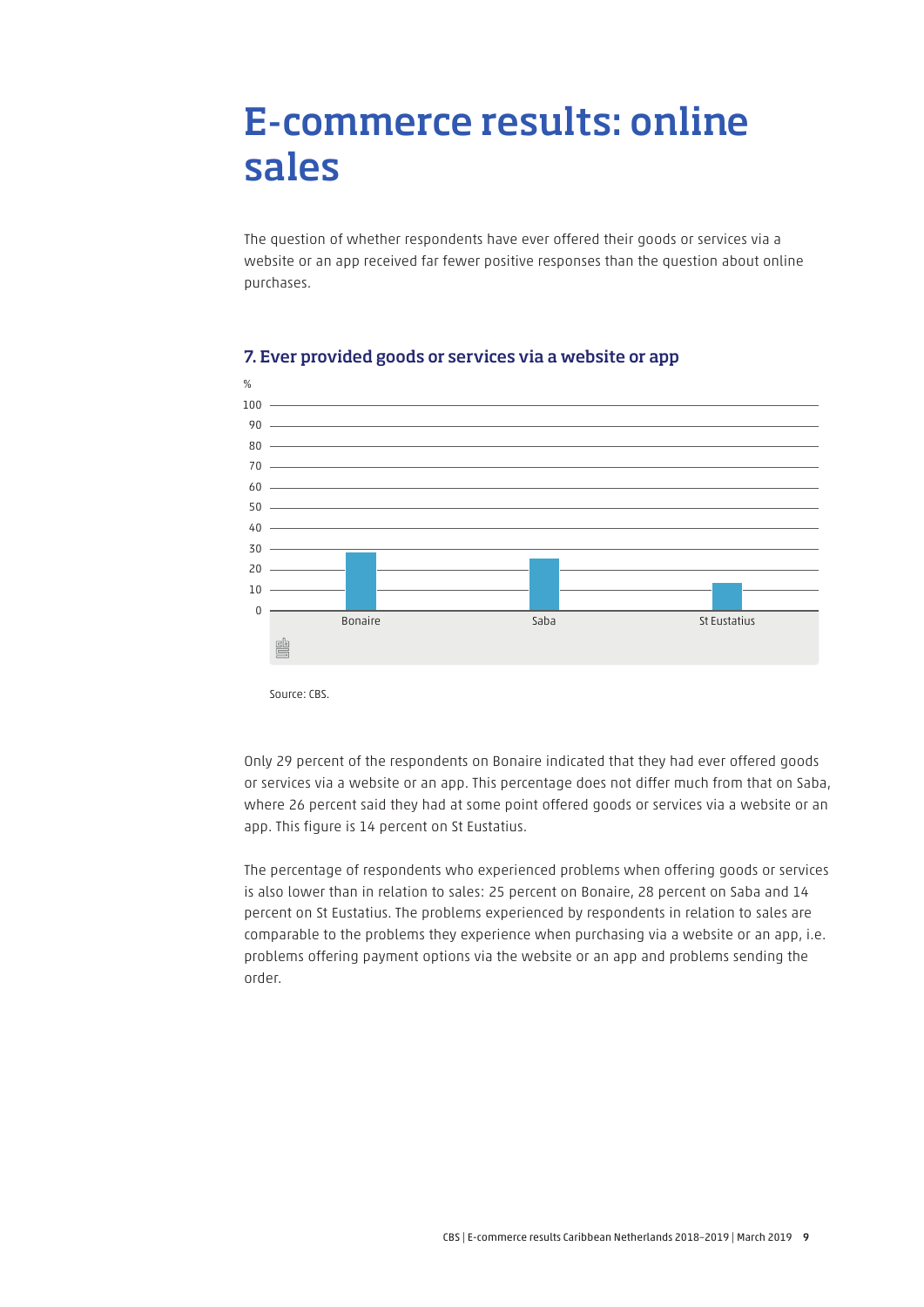# E-commerce results: online sales

The question of whether respondents have ever offered their goods or services via a website or an app received far fewer positive responses than the question about online purchases.

### 7. Ever provided goods or services via a website or app

%

| | Bonaire | Saba | St Eustatius |
|---|---|---|---|
| % | 29 | 26 | 14 |

Source: CBS.

Only 29 percent of the respondents on Bonaire indicated that they had ever offered goods or services via a website or an app. This percentage does not differ much from that on Saba, where 26 percent said they had at some point offered goods or services via a website or an app. This figure is 14 percent on St Eustatius.

The percentage of respondents who experienced problems when offering goods or services is also lower than in relation to sales: 25 percent on Bonaire, 28 percent on Saba and 14 percent on St Eustatius. The problems experienced by respondents in relation to sales are comparable to the problems they experience when purchasing via a website or an app, i.e. problems offering payment options via the website or an app and problems sending the order.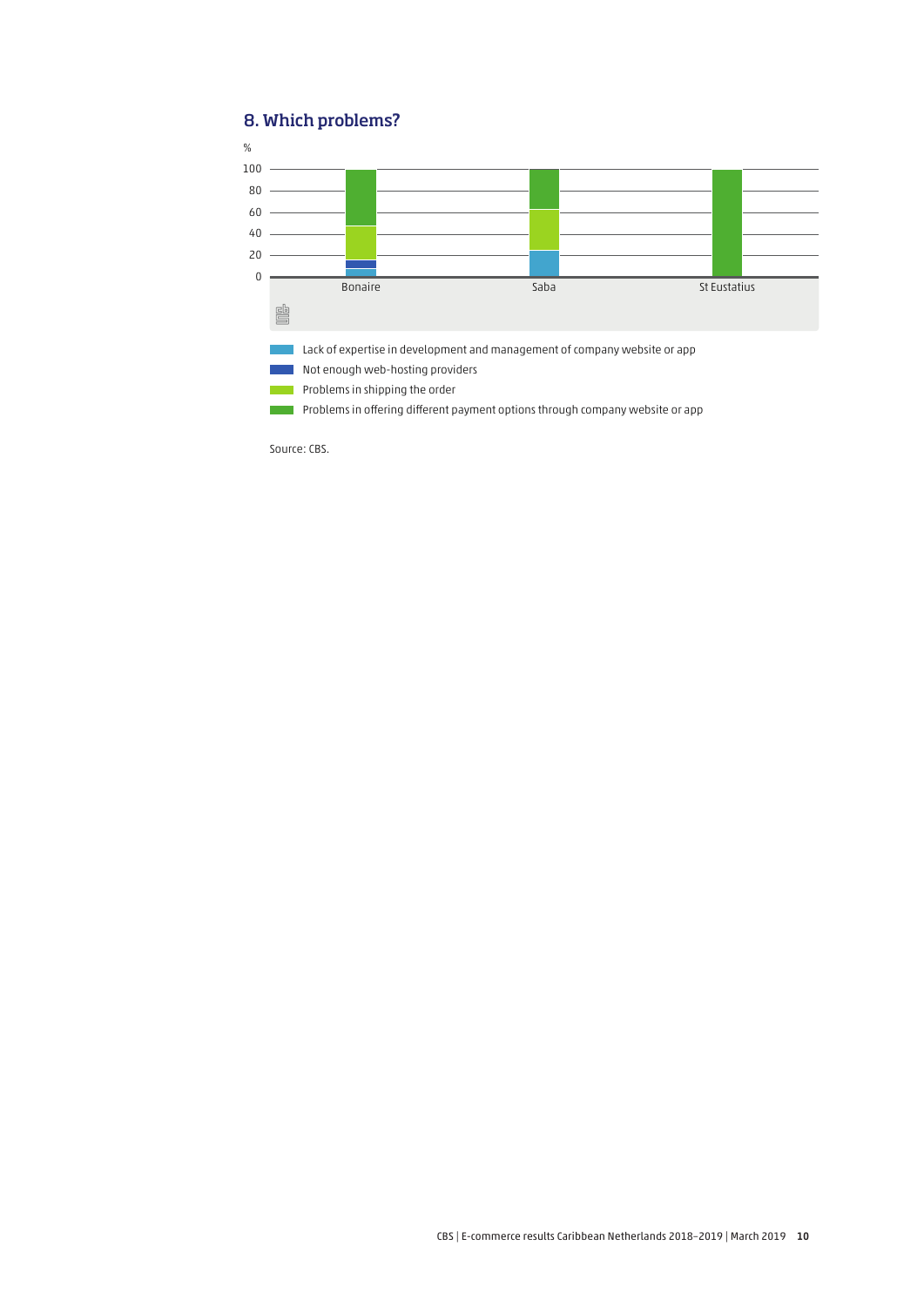## 8. Which problems?

%

100
80
60
40
20
0

Bonaire Saba St Eustatius

- Lack of expertise in development and management of company website or app
- Not enough web-hosting providers
- Problems in shipping the order
- Problems in offering different payment options through company website or app

Source: CBS.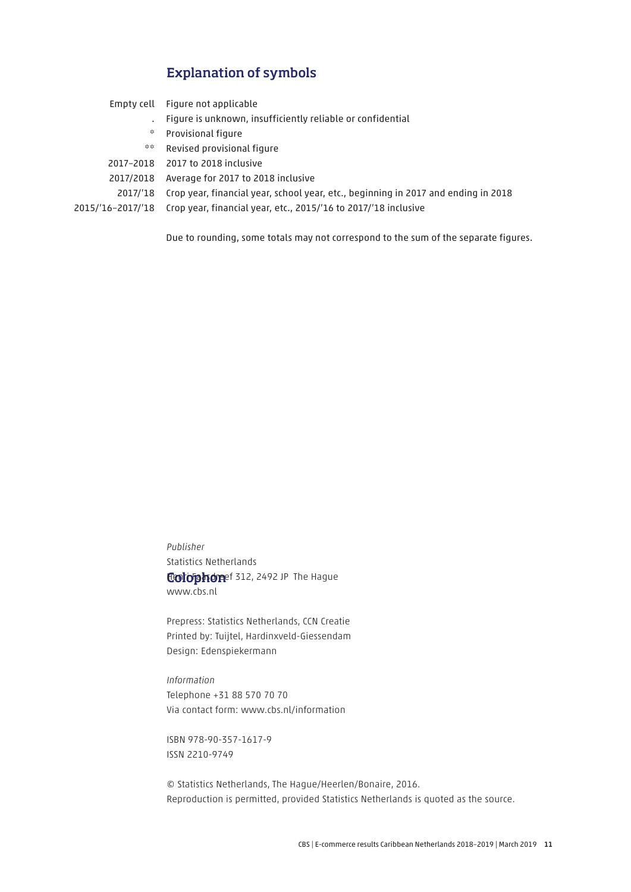## Explanation of symbols

| | |
|---|---|
| Empty cell | Figure not applicable |
| . | Figure is unknown, insufficiently reliable or confidential |
| * | Provisional figure |
| ** | Revised provisional figure |
| 2017–2018 | 2017 to 2018 inclusive |
| 2017/2018 | Average for 2017 to 2018 inclusive |
| 2017/'18 | Crop year, financial year, school year, etc., beginning in 2017 and ending in 2018 |
| 2015/'16–2017/'18 | Crop year, financial year, etc., 2015/'16 to 2017/'18 inclusive |

Due to rounding, some totals may not correspond to the sum of the separate figures.

## Colophon

*Publisher*
Statistics Netherlands
Henri Faasdreef 312, 2492 JP The Hague
www.cbs.nl

Prepress: Statistics Netherlands, CCN Creatie
Printed by: Tuijtel, Hardinxveld-Giessendam
Design: Edenspiekermann

*Information*
Telephone +31 88 570 70 70
Via contact form: www.cbs.nl/information

ISBN 978-90-357-1617-9
ISSN 2210-9749

© Statistics Netherlands, The Hague/Heerlen/Bonaire, 2016.
Reproduction is permitted, provided Statistics Netherlands is quoted as the source.